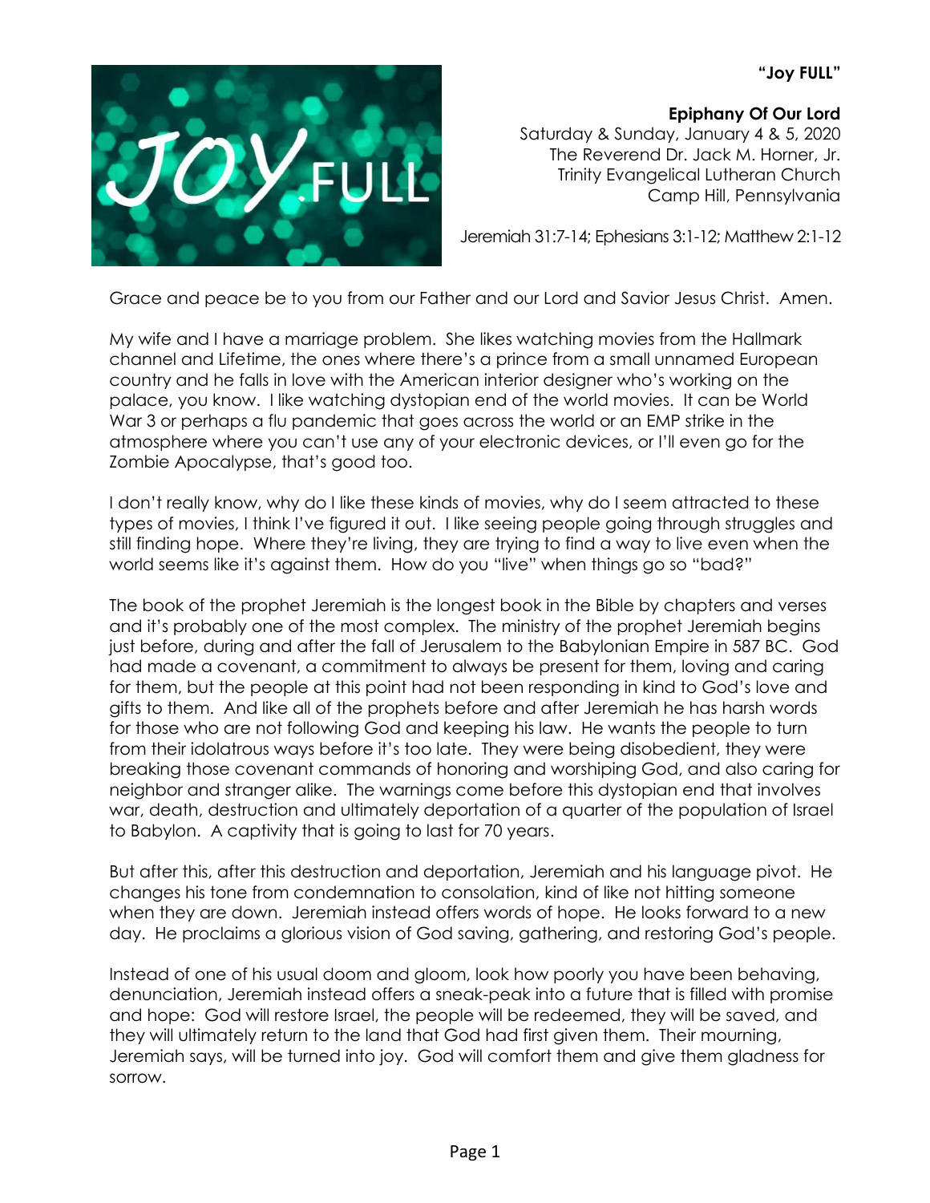**"Joy FULL"**

**Epiphany Of Our Lord**
Saturday & Sunday, January 4 & 5, 2020
The Reverend Dr. Jack M. Horner, Jr.
Trinity Evangelical Lutheran Church
Camp Hill, Pennsylvania

Jeremiah 31:7-14; Ephesians 3:1-12; Matthew 2:1-12

Grace and peace be to you from our Father and our Lord and Savior Jesus Christ. Amen.

My wife and I have a marriage problem. She likes watching movies from the Hallmark channel and Lifetime, the ones where there's a prince from a small unnamed European country and he falls in love with the American interior designer who's working on the palace, you know. I like watching dystopian end of the world movies. It can be World War 3 or perhaps a flu pandemic that goes across the world or an EMP strike in the atmosphere where you can't use any of your electronic devices, or I'll even go for the Zombie Apocalypse, that's good too.

I don't really know, why do I like these kinds of movies, why do I seem attracted to these types of movies, I think I've figured it out. I like seeing people going through struggles and still finding hope. Where they're living, they are trying to find a way to live even when the world seems like it's against them. How do you "live" when things go so "bad?"

The book of the prophet Jeremiah is the longest book in the Bible by chapters and verses and it's probably one of the most complex. The ministry of the prophet Jeremiah begins just before, during and after the fall of Jerusalem to the Babylonian Empire in 587 BC. God had made a covenant, a commitment to always be present for them, loving and caring for them, but the people at this point had not been responding in kind to God's love and gifts to them. And like all of the prophets before and after Jeremiah he has harsh words for those who are not following God and keeping his law. He wants the people to turn from their idolatrous ways before it's too late. They were being disobedient, they were breaking those covenant commands of honoring and worshiping God, and also caring for neighbor and stranger alike. The warnings come before this dystopian end that involves war, death, destruction and ultimately deportation of a quarter of the population of Israel to Babylon. A captivity that is going to last for 70 years.

But after this, after this destruction and deportation, Jeremiah and his language pivot. He changes his tone from condemnation to consolation, kind of like not hitting someone when they are down. Jeremiah instead offers words of hope. He looks forward to a new day. He proclaims a glorious vision of God saving, gathering, and restoring God's people.

Instead of one of his usual doom and gloom, look how poorly you have been behaving, denunciation, Jeremiah instead offers a sneak-peak into a future that is filled with promise and hope: God will restore Israel, the people will be redeemed, they will be saved, and they will ultimately return to the land that God had first given them. Their mourning, Jeremiah says, will be turned into joy. God will comfort them and give them gladness for sorrow.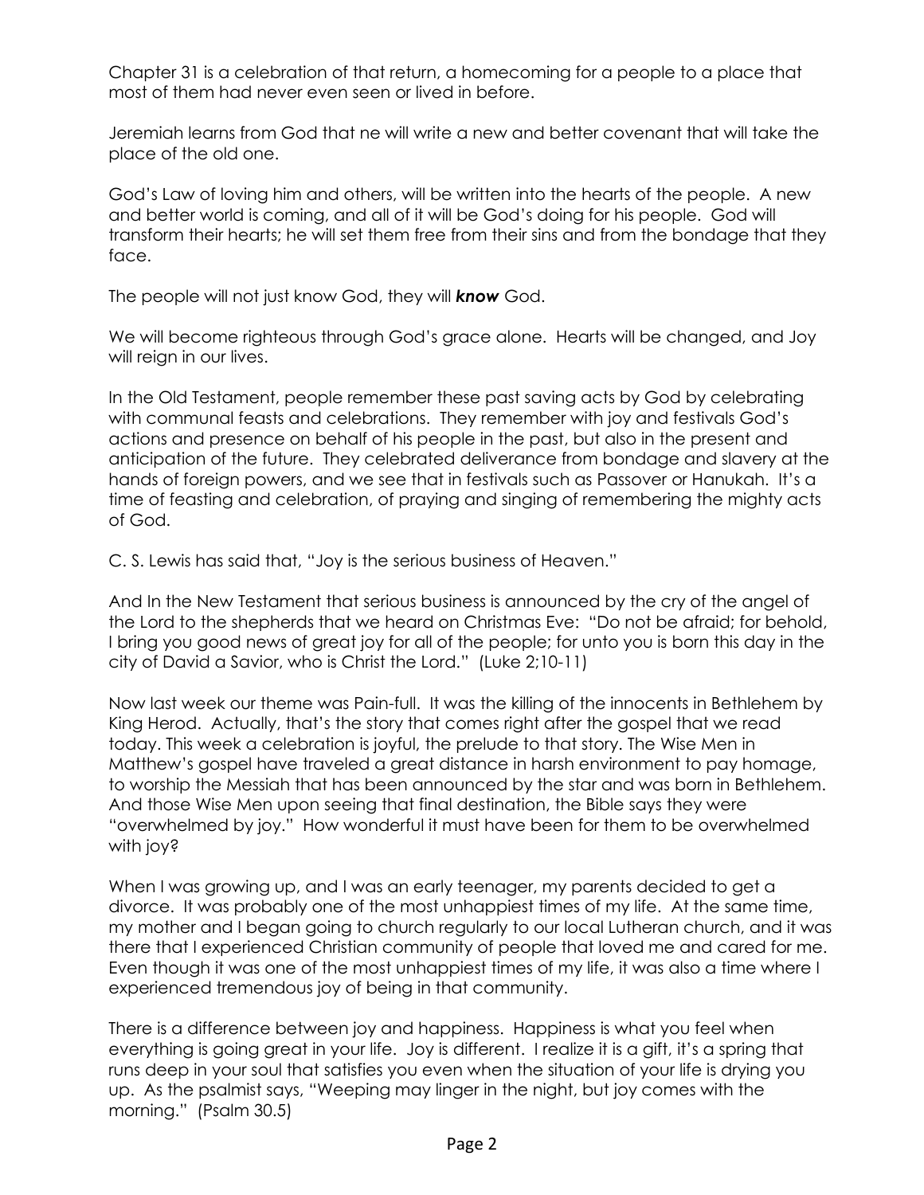Chapter 31 is a celebration of that return, a homecoming for a people to a place that most of them had never even seen or lived in before.

Jeremiah learns from God that ne will write a new and better covenant that will take the place of the old one.

God's Law of loving him and others, will be written into the hearts of the people. A new and better world is coming, and all of it will be God's doing for his people. God will transform their hearts; he will set them free from their sins and from the bondage that they face.

The people will not just know God, they will ***know*** God.

We will become righteous through God's grace alone. Hearts will be changed, and Joy will reign in our lives.

In the Old Testament, people remember these past saving acts by God by celebrating with communal feasts and celebrations. They remember with joy and festivals God's actions and presence on behalf of his people in the past, but also in the present and anticipation of the future. They celebrated deliverance from bondage and slavery at the hands of foreign powers, and we see that in festivals such as Passover or Hanukah. It's a time of feasting and celebration, of praying and singing of remembering the mighty acts of God.

C. S. Lewis has said that, "Joy is the serious business of Heaven."

And In the New Testament that serious business is announced by the cry of the angel of the Lord to the shepherds that we heard on Christmas Eve: "Do not be afraid; for behold, I bring you good news of great joy for all of the people; for unto you is born this day in the city of David a Savior, who is Christ the Lord." (Luke 2;10-11)

Now last week our theme was Pain-full. It was the killing of the innocents in Bethlehem by King Herod. Actually, that's the story that comes right after the gospel that we read today. This week a celebration is joyful, the prelude to that story. The Wise Men in Matthew's gospel have traveled a great distance in harsh environment to pay homage, to worship the Messiah that has been announced by the star and was born in Bethlehem. And those Wise Men upon seeing that final destination, the Bible says they were "overwhelmed by joy." How wonderful it must have been for them to be overwhelmed with joy?

When I was growing up, and I was an early teenager, my parents decided to get a divorce. It was probably one of the most unhappiest times of my life. At the same time, my mother and I began going to church regularly to our local Lutheran church, and it was there that I experienced Christian community of people that loved me and cared for me. Even though it was one of the most unhappiest times of my life, it was also a time where I experienced tremendous joy of being in that community.

There is a difference between joy and happiness. Happiness is what you feel when everything is going great in your life. Joy is different. I realize it is a gift, it's a spring that runs deep in your soul that satisfies you even when the situation of your life is drying you up. As the psalmist says, "Weeping may linger in the night, but joy comes with the morning." (Psalm 30.5)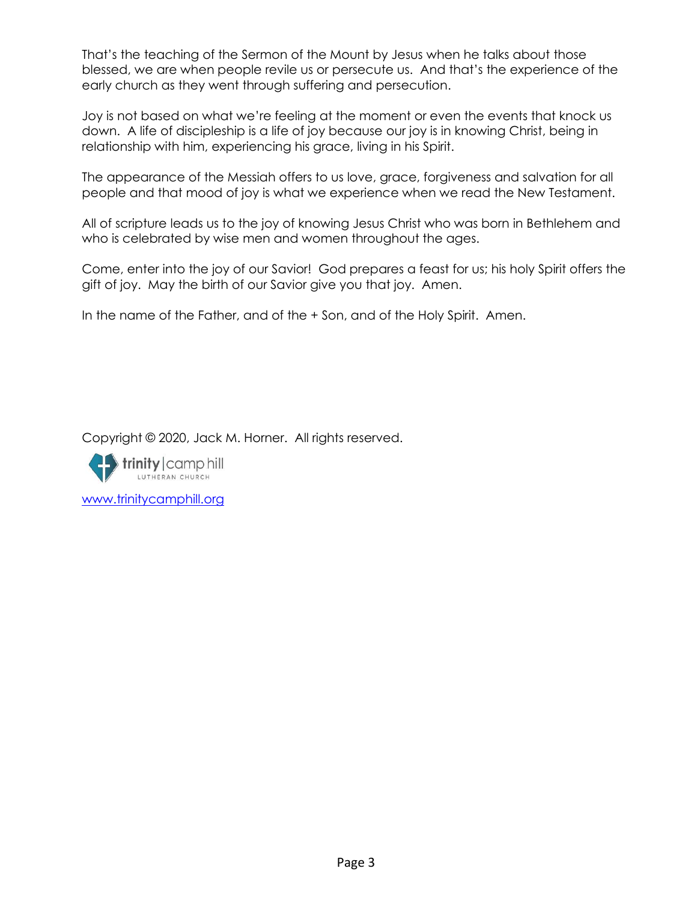That's the teaching of the Sermon of the Mount by Jesus when he talks about those blessed, we are when people revile us or persecute us. And that's the experience of the early church as they went through suffering and persecution.

Joy is not based on what we're feeling at the moment or even the events that knock us down. A life of discipleship is a life of joy because our joy is in knowing Christ, being in relationship with him, experiencing his grace, living in his Spirit.

The appearance of the Messiah offers to us love, grace, forgiveness and salvation for all people and that mood of joy is what we experience when we read the New Testament.

All of scripture leads us to the joy of knowing Jesus Christ who was born in Bethlehem and who is celebrated by wise men and women throughout the ages.

Come, enter into the joy of our Savior! God prepares a feast for us; his holy Spirit offers the gift of joy. May the birth of our Savior give you that joy. Amen.

In the name of the Father, and of the + Son, and of the Holy Spirit. Amen.

Copyright © 2020, Jack M. Horner. All rights reserved.

trinity | camp hill
LUTHERAN CHURCH

[www.trinitycamphill.org](http://www.trinitycamphill.org)